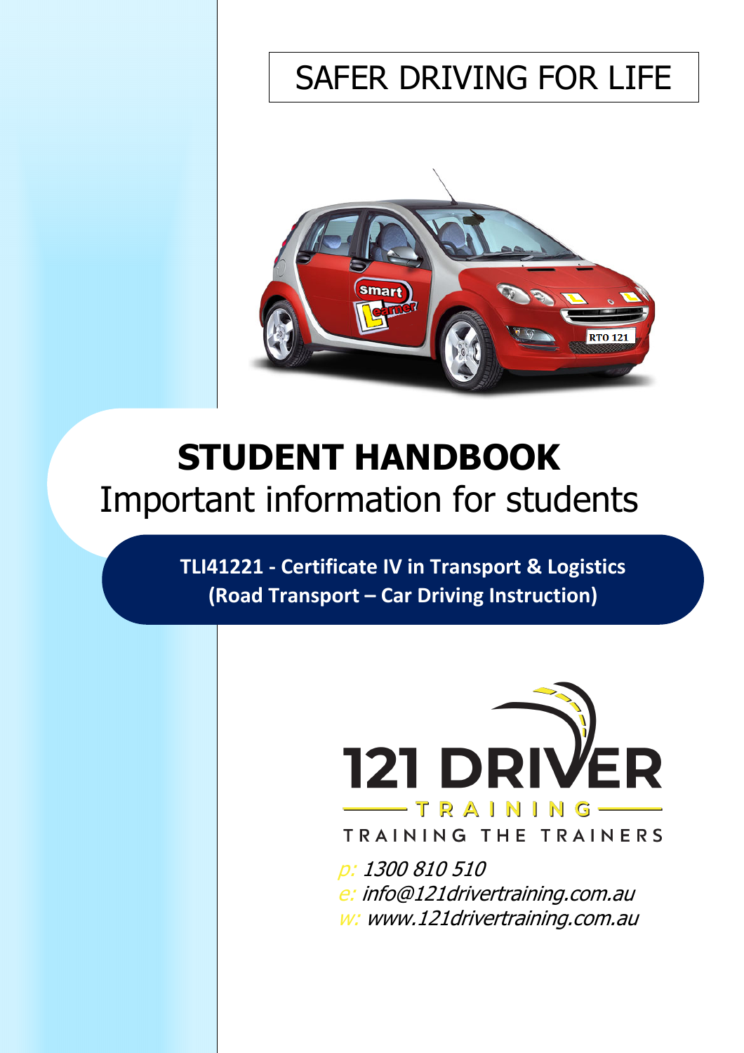SAFER DRIVING FOR LIFE

# STUDENT HANDBOOK

## Important information for students

**TLI41221 - Certificate IV in Transport & Logistics (Road Transport – Car Driving Instruction)**

121 DRIVER TRAINING

TRAINING THE TRAINERS

*p: 1300 810 510*
*e: info@121drivertraining.com.au*
*w: www.121drivertraining.com.au*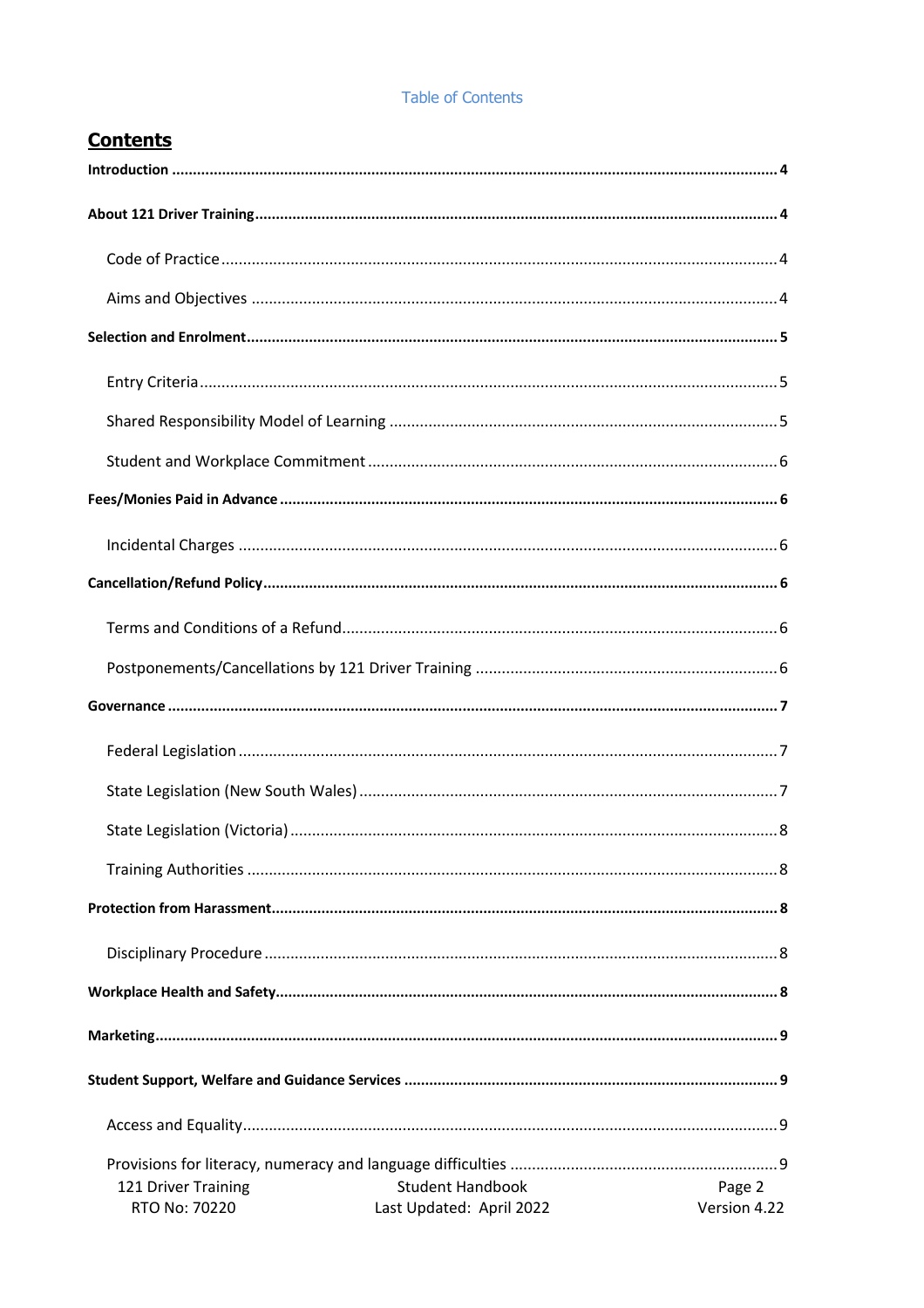Table of Contents

## Contents

**Introduction** .......... **4**

**About 121 Driver Training** .......... **4**

- Code of Practice .......... 4
- Aims and Objectives .......... 4

**Selection and Enrolment** .......... **5**

- Entry Criteria .......... 5
- Shared Responsibility Model of Learning .......... 5
- Student and Workplace Commitment .......... 6

**Fees/Monies Paid in Advance** .......... **6**

- Incidental Charges .......... 6

**Cancellation/Refund Policy** .......... **6**

- Terms and Conditions of a Refund .......... 6
- Postponements/Cancellations by 121 Driver Training .......... 6

**Governance** .......... **7**

- Federal Legislation .......... 7
- State Legislation (New South Wales) .......... 7
- State Legislation (Victoria) .......... 8
- Training Authorities .......... 8

**Protection from Harassment** .......... **8**

- Disciplinary Procedure .......... 8

**Workplace Health and Safety** .......... **8**

**Marketing** .......... **9**

**Student Support, Welfare and Guidance Services** .......... **9**

- Access and Equality .......... 9
- Provisions for literacy, numeracy and language difficulties .......... 9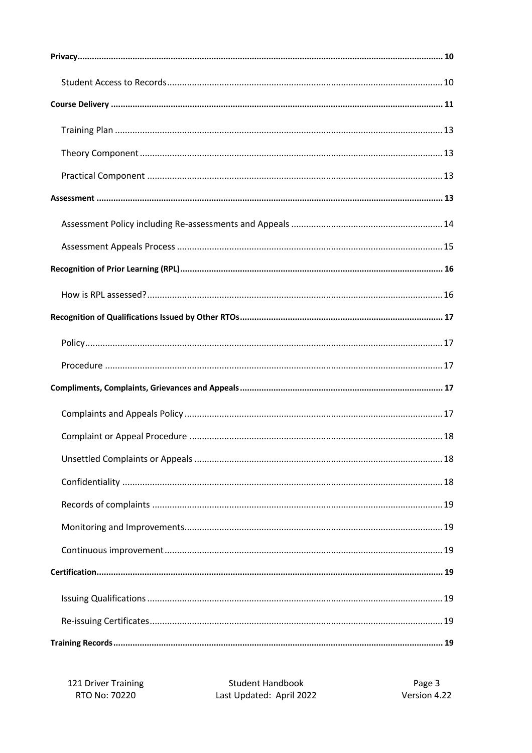**Privacy** ....... 10

- Student Access to Records ....... 10

**Course Delivery** ....... 11

- Training Plan ....... 13
- Theory Component ....... 13
- Practical Component ....... 13

**Assessment** ....... 13

- Assessment Policy including Re-assessments and Appeals ....... 14
- Assessment Appeals Process ....... 15

**Recognition of Prior Learning (RPL)** ....... 16

- How is RPL assessed? ....... 16

**Recognition of Qualifications Issued by Other RTOs** ....... 17

- Policy ....... 17
- Procedure ....... 17

**Compliments, Complaints, Grievances and Appeals** ....... 17

- Complaints and Appeals Policy ....... 17
- Complaint or Appeal Procedure ....... 18
- Unsettled Complaints or Appeals ....... 18
- Confidentiality ....... 18
- Records of complaints ....... 19
- Monitoring and Improvements ....... 19
- Continuous improvement ....... 19

**Certification** ....... 19

- Issuing Qualifications ....... 19
- Re-issuing Certificates ....... 19

**Training Records** ....... 19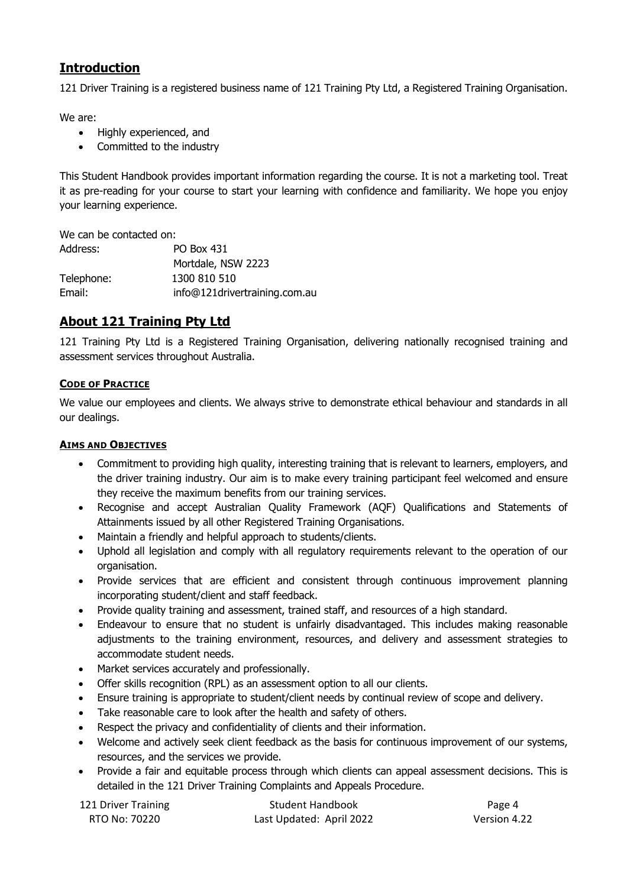## Introduction

121 Driver Training is a registered business name of 121 Training Pty Ltd, a Registered Training Organisation.

We are:

- Highly experienced, and
- Committed to the industry

This Student Handbook provides important information regarding the course. It is not a marketing tool. Treat it as pre-reading for your course to start your learning with confidence and familiarity. We hope you enjoy your learning experience.

We can be contacted on:

| | |
|---|---|
| Address: | PO Box 431<br>Mortdale, NSW 2223 |
| Telephone: | 1300 810 510 |
| Email: | info@121drivertraining.com.au |

## About 121 Training Pty Ltd

121 Training Pty Ltd is a Registered Training Organisation, delivering nationally recognised training and assessment services throughout Australia.

### Code of Practice

We value our employees and clients. We always strive to demonstrate ethical behaviour and standards in all our dealings.

### Aims and Objectives

- Commitment to providing high quality, interesting training that is relevant to learners, employers, and the driver training industry. Our aim is to make every training participant feel welcomed and ensure they receive the maximum benefits from our training services.
- Recognise and accept Australian Quality Framework (AQF) Qualifications and Statements of Attainments issued by all other Registered Training Organisations.
- Maintain a friendly and helpful approach to students/clients.
- Uphold all legislation and comply with all regulatory requirements relevant to the operation of our organisation.
- Provide services that are efficient and consistent through continuous improvement planning incorporating student/client and staff feedback.
- Provide quality training and assessment, trained staff, and resources of a high standard.
- Endeavour to ensure that no student is unfairly disadvantaged. This includes making reasonable adjustments to the training environment, resources, and delivery and assessment strategies to accommodate student needs.
- Market services accurately and professionally.
- Offer skills recognition (RPL) as an assessment option to all our clients.
- Ensure training is appropriate to student/client needs by continual review of scope and delivery.
- Take reasonable care to look after the health and safety of others.
- Respect the privacy and confidentiality of clients and their information.
- Welcome and actively seek client feedback as the basis for continuous improvement of our systems, resources, and the services we provide.
- Provide a fair and equitable process through which clients can appeal assessment decisions. This is detailed in the 121 Driver Training Complaints and Appeals Procedure.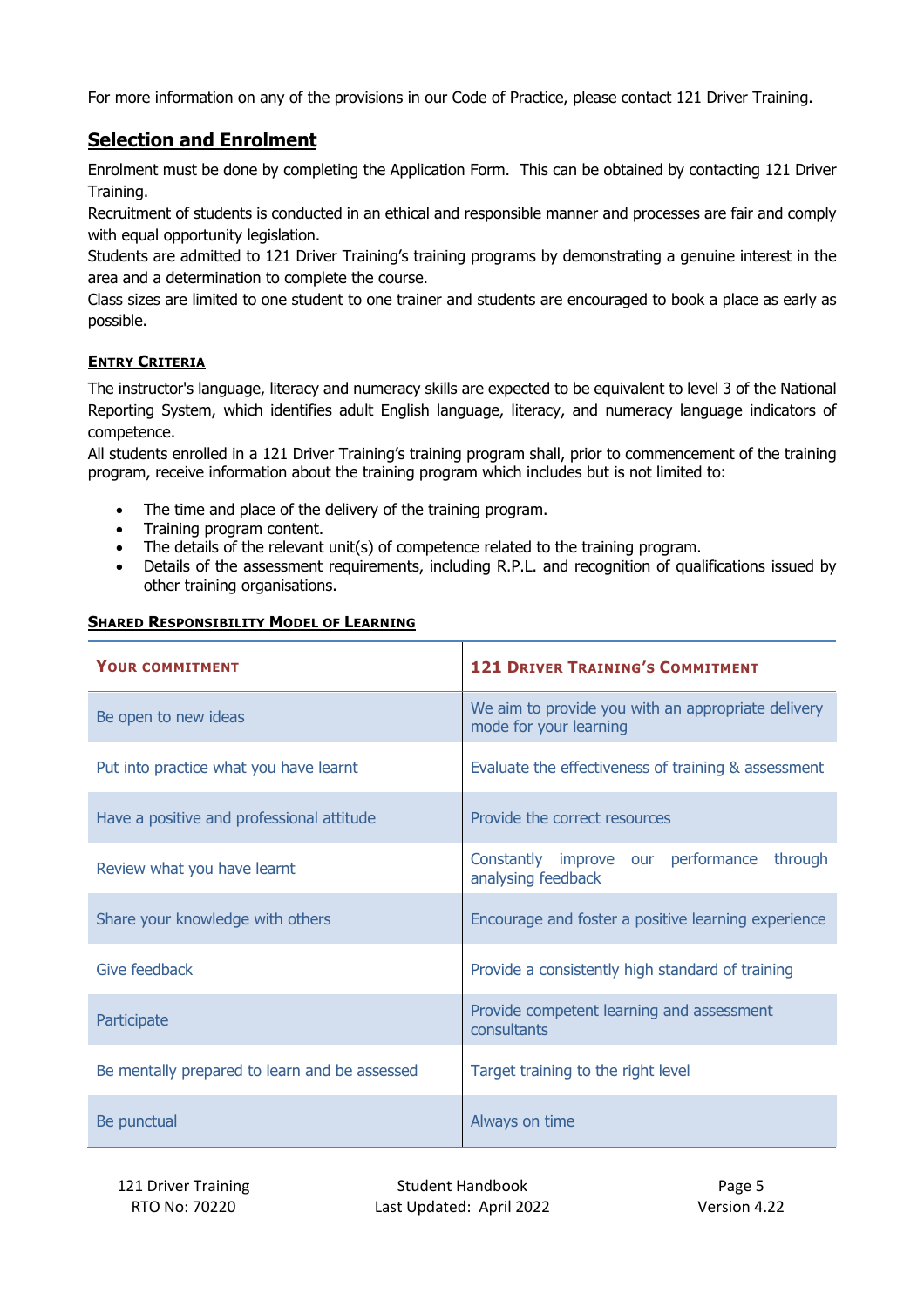For more information on any of the provisions in our Code of Practice, please contact 121 Driver Training.

## Selection and Enrolment

Enrolment must be done by completing the Application Form. This can be obtained by contacting 121 Driver Training.

Recruitment of students is conducted in an ethical and responsible manner and processes are fair and comply with equal opportunity legislation.

Students are admitted to 121 Driver Training's training programs by demonstrating a genuine interest in the area and a determination to complete the course.

Class sizes are limited to one student to one trainer and students are encouraged to book a place as early as possible.

### Entry Criteria

The instructor's language, literacy and numeracy skills are expected to be equivalent to level 3 of the National Reporting System, which identifies adult English language, literacy, and numeracy language indicators of competence.

All students enrolled in a 121 Driver Training's training program shall, prior to commencement of the training program, receive information about the training program which includes but is not limited to:

- The time and place of the delivery of the training program.
- Training program content.
- The details of the relevant unit(s) of competence related to the training program.
- Details of the assessment requirements, including R.P.L. and recognition of qualifications issued by other training organisations.

### Shared Responsibility Model of Learning

| Your commitment | 121 Driver Training's Commitment |
|---|---|
| Be open to new ideas | We aim to provide you with an appropriate delivery mode for your learning |
| Put into practice what you have learnt | Evaluate the effectiveness of training & assessment |
| Have a positive and professional attitude | Provide the correct resources |
| Review what you have learnt | Constantly improve our performance through analysing feedback |
| Share your knowledge with others | Encourage and foster a positive learning experience |
| Give feedback | Provide a consistently high standard of training |
| Participate | Provide competent learning and assessment consultants |
| Be mentally prepared to learn and be assessed | Target training to the right level |
| Be punctual | Always on time |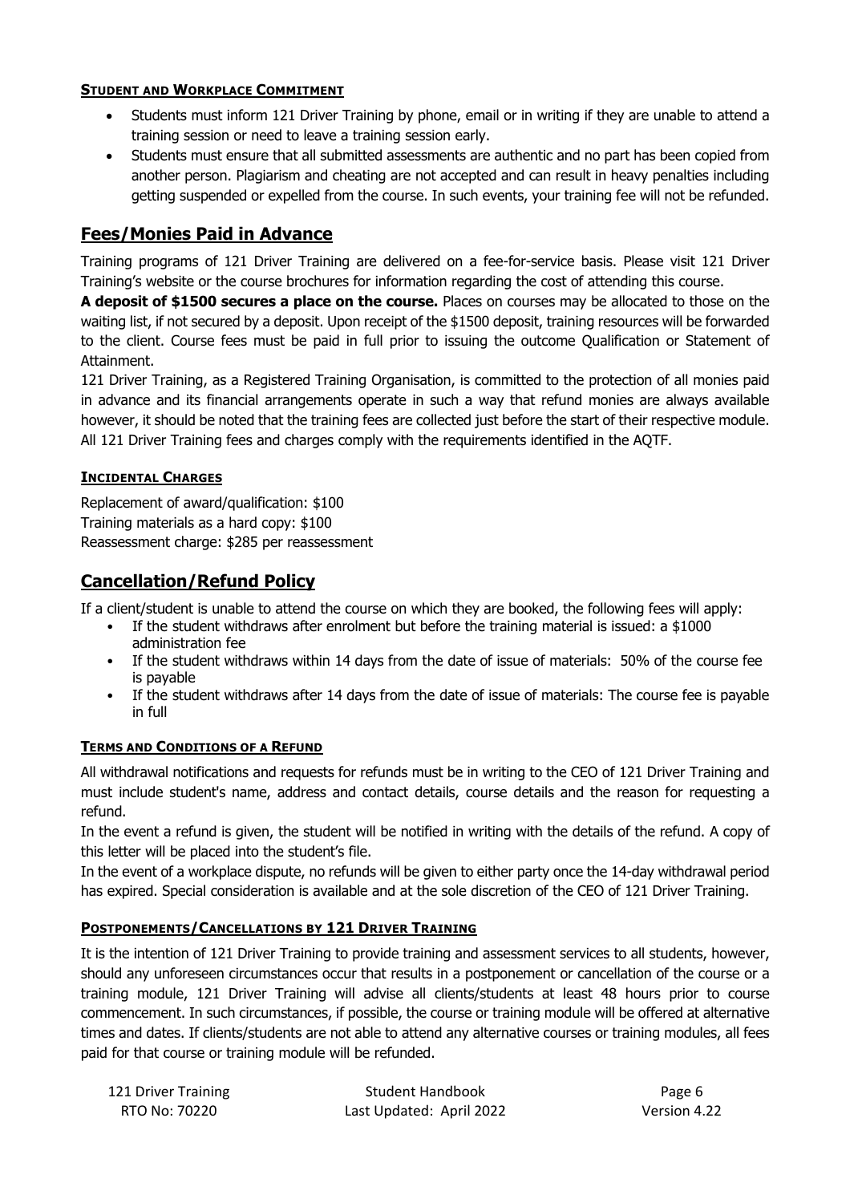#### Student and Workplace Commitment

- Students must inform 121 Driver Training by phone, email or in writing if they are unable to attend a training session or need to leave a training session early.
- Students must ensure that all submitted assessments are authentic and no part has been copied from another person. Plagiarism and cheating are not accepted and can result in heavy penalties including getting suspended or expelled from the course. In such events, your training fee will not be refunded.

## Fees/Monies Paid in Advance

Training programs of 121 Driver Training are delivered on a fee-for-service basis. Please visit 121 Driver Training's website or the course brochures for information regarding the cost of attending this course.

**A deposit of $1500 secures a place on the course.** Places on courses may be allocated to those on the waiting list, if not secured by a deposit. Upon receipt of the $1500 deposit, training resources will be forwarded to the client. Course fees must be paid in full prior to issuing the outcome Qualification or Statement of Attainment.

121 Driver Training, as a Registered Training Organisation, is committed to the protection of all monies paid in advance and its financial arrangements operate in such a way that refund monies are always available however, it should be noted that the training fees are collected just before the start of their respective module. All 121 Driver Training fees and charges comply with the requirements identified in the AQTF.

#### Incidental Charges

Replacement of award/qualification: $100
Training materials as a hard copy: $100
Reassessment charge: $285 per reassessment

## Cancellation/Refund Policy

If a client/student is unable to attend the course on which they are booked, the following fees will apply:

- If the student withdraws after enrolment but before the training material is issued: a $1000 administration fee
- If the student withdraws within 14 days from the date of issue of materials: 50% of the course fee is payable
- If the student withdraws after 14 days from the date of issue of materials: The course fee is payable in full

#### Terms and Conditions of a Refund

All withdrawal notifications and requests for refunds must be in writing to the CEO of 121 Driver Training and must include student's name, address and contact details, course details and the reason for requesting a refund.

In the event a refund is given, the student will be notified in writing with the details of the refund. A copy of this letter will be placed into the student's file.

In the event of a workplace dispute, no refunds will be given to either party once the 14-day withdrawal period has expired. Special consideration is available and at the sole discretion of the CEO of 121 Driver Training.

#### Postponements/Cancellations by 121 Driver Training

It is the intention of 121 Driver Training to provide training and assessment services to all students, however, should any unforeseen circumstances occur that results in a postponement or cancellation of the course or a training module, 121 Driver Training will advise all clients/students at least 48 hours prior to course commencement. In such circumstances, if possible, the course or training module will be offered at alternative times and dates. If clients/students are not able to attend any alternative courses or training modules, all fees paid for that course or training module will be refunded.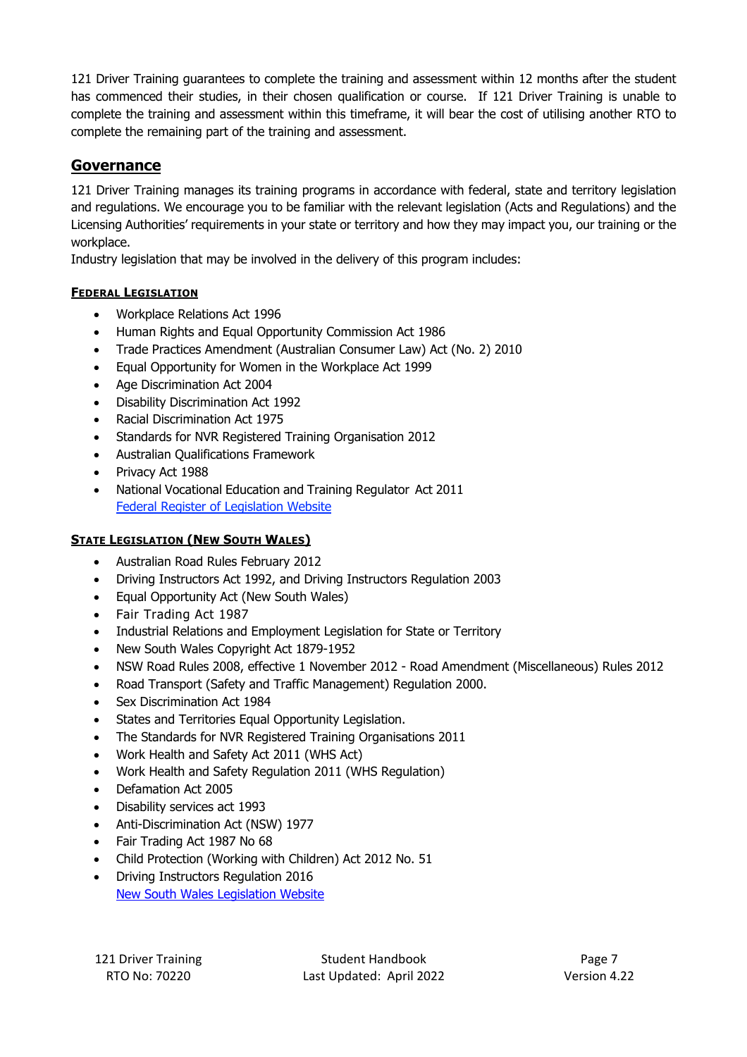121 Driver Training guarantees to complete the training and assessment within 12 months after the student has commenced their studies, in their chosen qualification or course. If 121 Driver Training is unable to complete the training and assessment within this timeframe, it will bear the cost of utilising another RTO to complete the remaining part of the training and assessment.

## Governance

121 Driver Training manages its training programs in accordance with federal, state and territory legislation and regulations. We encourage you to be familiar with the relevant legislation (Acts and Regulations) and the Licensing Authorities' requirements in your state or territory and how they may impact you, our training or the workplace.
Industry legislation that may be involved in the delivery of this program includes:

### Federal Legislation

- Workplace Relations Act 1996
- Human Rights and Equal Opportunity Commission Act 1986
- Trade Practices Amendment (Australian Consumer Law) Act (No. 2) 2010
- Equal Opportunity for Women in the Workplace Act 1999
- Age Discrimination Act 2004
- Disability Discrimination Act 1992
- Racial Discrimination Act 1975
- Standards for NVR Registered Training Organisation 2012
- Australian Qualifications Framework
- Privacy Act 1988
- National Vocational Education and Training Regulator Act 2011
  Federal Register of Legislation Website

### State Legislation (New South Wales)

- Australian Road Rules February 2012
- Driving Instructors Act 1992, and Driving Instructors Regulation 2003
- Equal Opportunity Act (New South Wales)
- Fair Trading Act 1987
- Industrial Relations and Employment Legislation for State or Territory
- New South Wales Copyright Act 1879-1952
- NSW Road Rules 2008, effective 1 November 2012 - Road Amendment (Miscellaneous) Rules 2012
- Road Transport (Safety and Traffic Management) Regulation 2000.
- Sex Discrimination Act 1984
- States and Territories Equal Opportunity Legislation.
- The Standards for NVR Registered Training Organisations 2011
- Work Health and Safety Act 2011 (WHS Act)
- Work Health and Safety Regulation 2011 (WHS Regulation)
- Defamation Act 2005
- Disability services act 1993
- Anti-Discrimination Act (NSW) 1977
- Fair Trading Act 1987 No 68
- Child Protection (Working with Children) Act 2012 No. 51
- Driving Instructors Regulation 2016
  New South Wales Legislation Website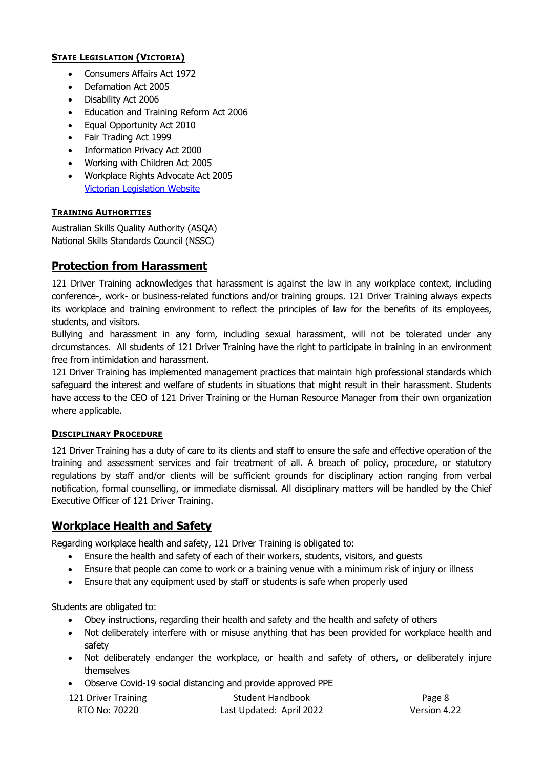#### State Legislation (Victoria)

- Consumers Affairs Act 1972
- Defamation Act 2005
- Disability Act 2006
- Education and Training Reform Act 2006
- Equal Opportunity Act 2010
- Fair Trading Act 1999
- Information Privacy Act 2000
- Working with Children Act 2005
- Workplace Rights Advocate Act 2005
  Victorian Legislation Website

#### Training Authorities

Australian Skills Quality Authority (ASQA)
National Skills Standards Council (NSSC)

## Protection from Harassment

121 Driver Training acknowledges that harassment is against the law in any workplace context, including conference-, work- or business-related functions and/or training groups. 121 Driver Training always expects its workplace and training environment to reflect the principles of law for the benefits of its employees, students, and visitors.

Bullying and harassment in any form, including sexual harassment, will not be tolerated under any circumstances. All students of 121 Driver Training have the right to participate in training in an environment free from intimidation and harassment.

121 Driver Training has implemented management practices that maintain high professional standards which safeguard the interest and welfare of students in situations that might result in their harassment. Students have access to the CEO of 121 Driver Training or the Human Resource Manager from their own organization where applicable.

#### Disciplinary Procedure

121 Driver Training has a duty of care to its clients and staff to ensure the safe and effective operation of the training and assessment services and fair treatment of all. A breach of policy, procedure, or statutory regulations by staff and/or clients will be sufficient grounds for disciplinary action ranging from verbal notification, formal counselling, or immediate dismissal. All disciplinary matters will be handled by the Chief Executive Officer of 121 Driver Training.

## Workplace Health and Safety

Regarding workplace health and safety, 121 Driver Training is obligated to:

- Ensure the health and safety of each of their workers, students, visitors, and guests
- Ensure that people can come to work or a training venue with a minimum risk of injury or illness
- Ensure that any equipment used by staff or students is safe when properly used

Students are obligated to:

- Obey instructions, regarding their health and safety and the health and safety of others
- Not deliberately interfere with or misuse anything that has been provided for workplace health and safety
- Not deliberately endanger the workplace, or health and safety of others, or deliberately injure themselves
- Observe Covid-19 social distancing and provide approved PPE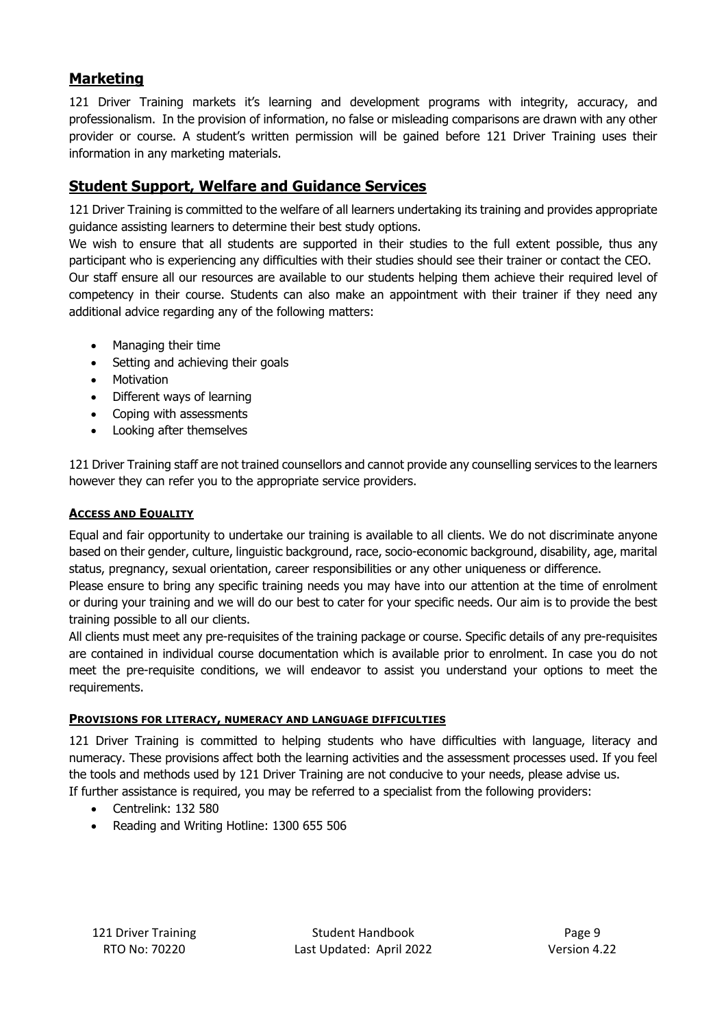## Marketing

121 Driver Training markets it's learning and development programs with integrity, accuracy, and professionalism. In the provision of information, no false or misleading comparisons are drawn with any other provider or course. A student's written permission will be gained before 121 Driver Training uses their information in any marketing materials.

## Student Support, Welfare and Guidance Services

121 Driver Training is committed to the welfare of all learners undertaking its training and provides appropriate guidance assisting learners to determine their best study options.

We wish to ensure that all students are supported in their studies to the full extent possible, thus any participant who is experiencing any difficulties with their studies should see their trainer or contact the CEO.

Our staff ensure all our resources are available to our students helping them achieve their required level of competency in their course. Students can also make an appointment with their trainer if they need any additional advice regarding any of the following matters:

- Managing their time
- Setting and achieving their goals
- Motivation
- Different ways of learning
- Coping with assessments
- Looking after themselves

121 Driver Training staff are not trained counsellors and cannot provide any counselling services to the learners however they can refer you to the appropriate service providers.

### Access and Equality

Equal and fair opportunity to undertake our training is available to all clients. We do not discriminate anyone based on their gender, culture, linguistic background, race, socio-economic background, disability, age, marital status, pregnancy, sexual orientation, career responsibilities or any other uniqueness or difference.

Please ensure to bring any specific training needs you may have into our attention at the time of enrolment or during your training and we will do our best to cater for your specific needs. Our aim is to provide the best training possible to all our clients.

All clients must meet any pre-requisites of the training package or course. Specific details of any pre-requisites are contained in individual course documentation which is available prior to enrolment. In case you do not meet the pre-requisite conditions, we will endeavor to assist you understand your options to meet the requirements.

### Provisions for literacy, numeracy and language difficulties

121 Driver Training is committed to helping students who have difficulties with language, literacy and numeracy. These provisions affect both the learning activities and the assessment processes used. If you feel the tools and methods used by 121 Driver Training are not conducive to your needs, please advise us.

If further assistance is required, you may be referred to a specialist from the following providers:

- Centrelink: 132 580
- Reading and Writing Hotline: 1300 655 506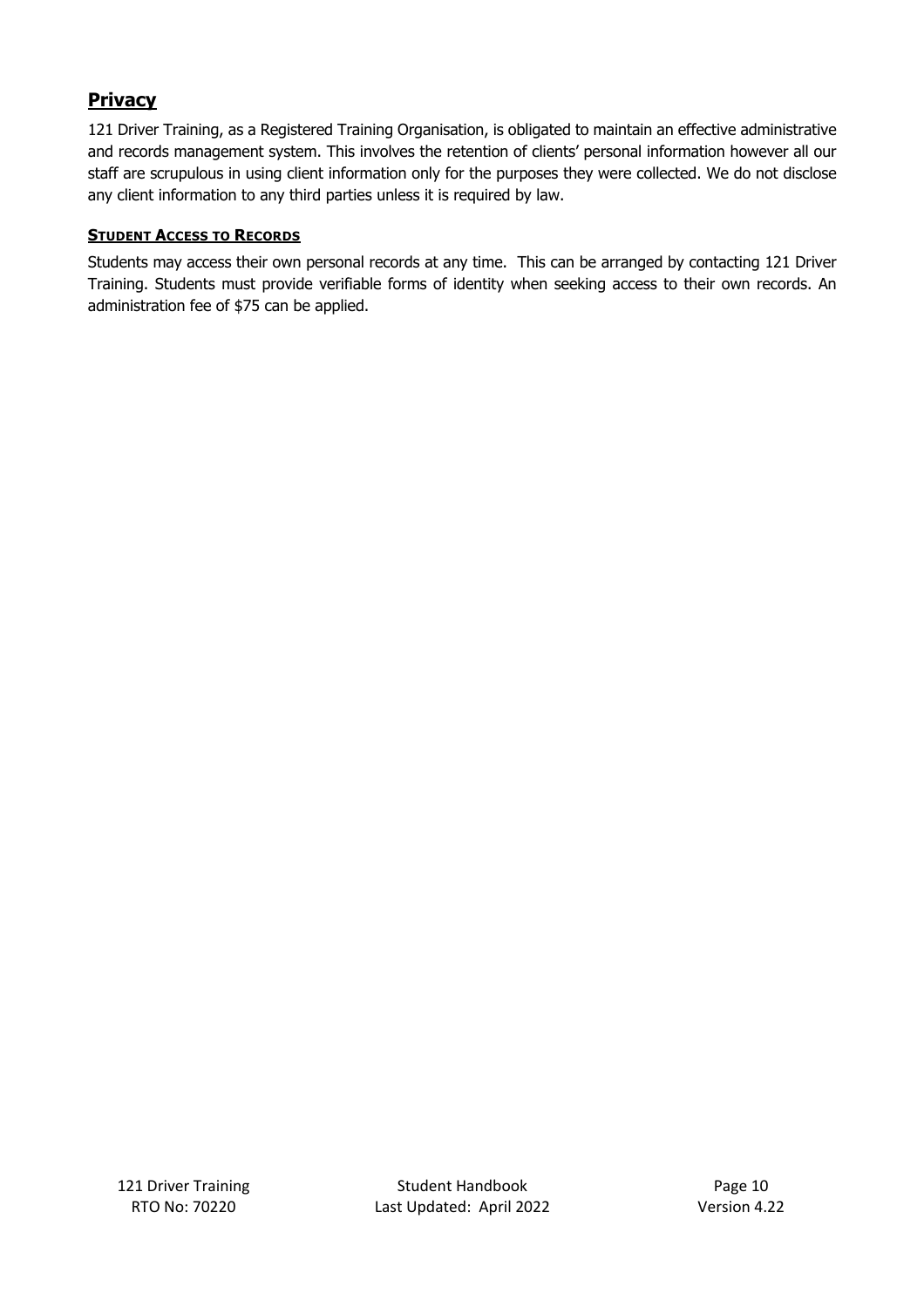## Privacy

121 Driver Training, as a Registered Training Organisation, is obligated to maintain an effective administrative and records management system. This involves the retention of clients' personal information however all our staff are scrupulous in using client information only for the purposes they were collected. We do not disclose any client information to any third parties unless it is required by law.

### Student Access to Records

Students may access their own personal records at any time. This can be arranged by contacting 121 Driver Training. Students must provide verifiable forms of identity when seeking access to their own records. An administration fee of $75 can be applied.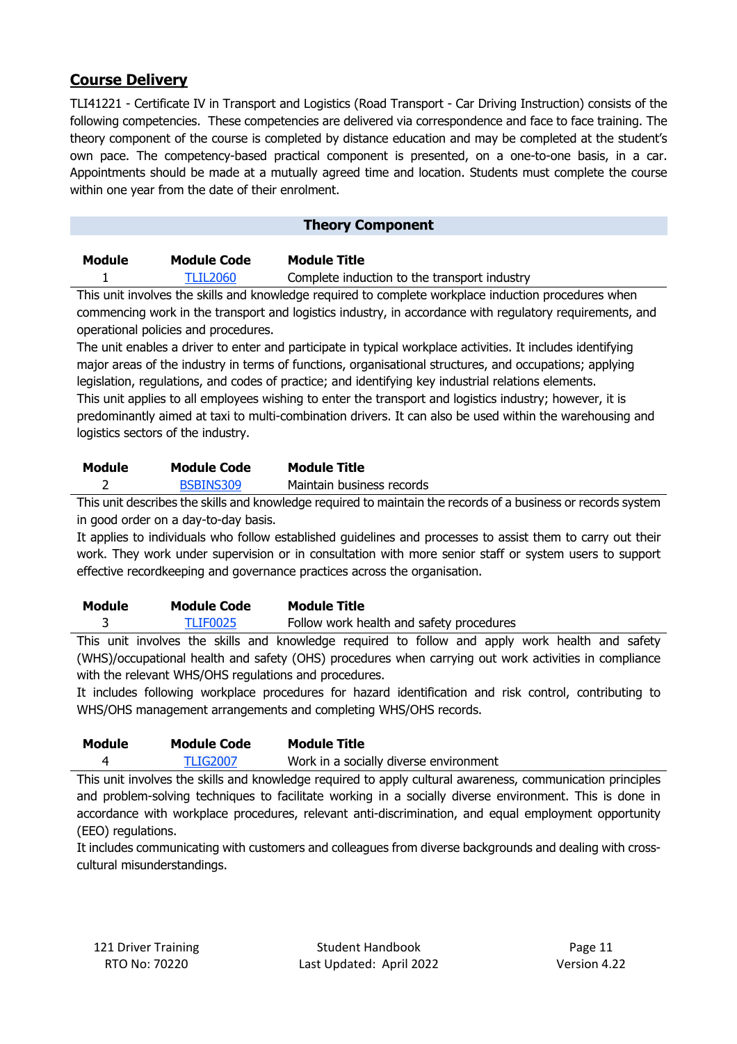## Course Delivery

TLI41221 - Certificate IV in Transport and Logistics (Road Transport - Car Driving Instruction) consists of the following competencies. These competencies are delivered via correspondence and face to face training. The theory component of the course is completed by distance education and may be completed at the student's own pace. The competency-based practical component is presented, on a one-to-one basis, in a car. Appointments should be made at a mutually agreed time and location. Students must complete the course within one year from the date of their enrolment.

### Theory Component

| Module | Module Code | Module Title |
|---|---|---|
| 1 | TLIL2060 | Complete induction to the transport industry |

This unit involves the skills and knowledge required to complete workplace induction procedures when commencing work in the transport and logistics industry, in accordance with regulatory requirements, and operational policies and procedures.

The unit enables a driver to enter and participate in typical workplace activities. It includes identifying major areas of the industry in terms of functions, organisational structures, and occupations; applying legislation, regulations, and codes of practice; and identifying key industrial relations elements.

This unit applies to all employees wishing to enter the transport and logistics industry; however, it is predominantly aimed at taxi to multi-combination drivers. It can also be used within the warehousing and logistics sectors of the industry.

| Module | Module Code | Module Title |
|---|---|---|
| 2 | BSBINS309 | Maintain business records |

This unit describes the skills and knowledge required to maintain the records of a business or records system in good order on a day-to-day basis.

It applies to individuals who follow established guidelines and processes to assist them to carry out their work. They work under supervision or in consultation with more senior staff or system users to support effective recordkeeping and governance practices across the organisation.

| Module | Module Code | Module Title |
|---|---|---|
| 3 | TLIF0025 | Follow work health and safety procedures |

This unit involves the skills and knowledge required to follow and apply work health and safety (WHS)/occupational health and safety (OHS) procedures when carrying out work activities in compliance with the relevant WHS/OHS regulations and procedures.

It includes following workplace procedures for hazard identification and risk control, contributing to WHS/OHS management arrangements and completing WHS/OHS records.

| Module | Module Code | Module Title |
|---|---|---|
| 4 | TLIG2007 | Work in a socially diverse environment |

This unit involves the skills and knowledge required to apply cultural awareness, communication principles and problem-solving techniques to facilitate working in a socially diverse environment. This is done in accordance with workplace procedures, relevant anti-discrimination, and equal employment opportunity (EEO) regulations.

It includes communicating with customers and colleagues from diverse backgrounds and dealing with cross-cultural misunderstandings.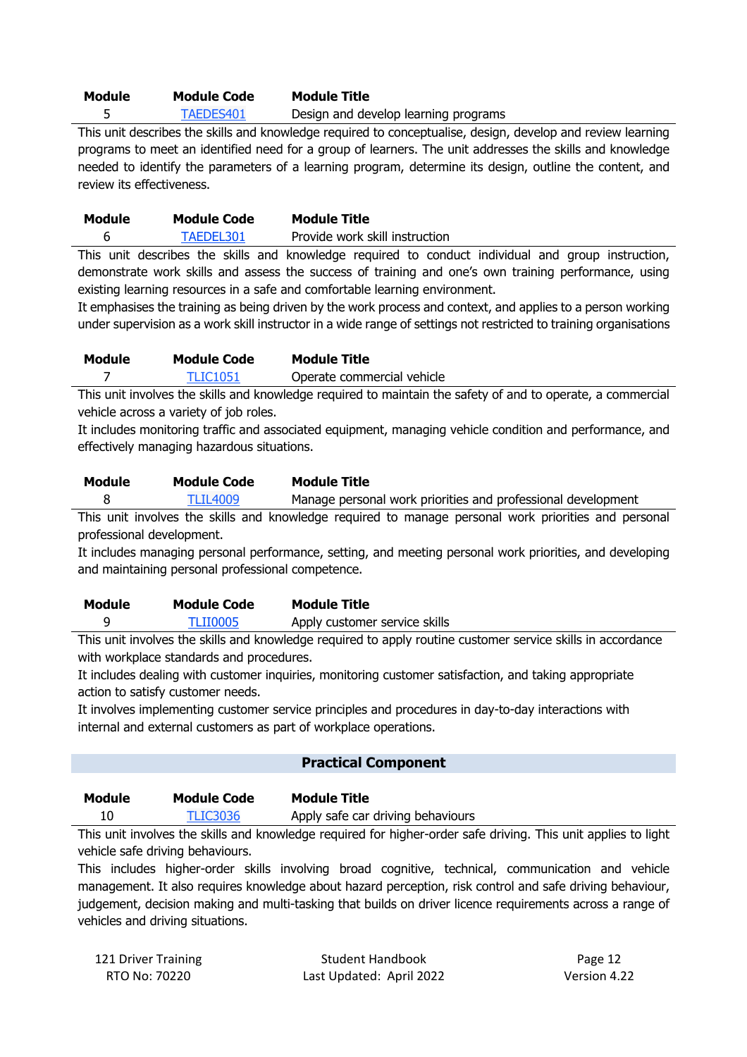| Module | Module Code | Module Title |
|---|---|---|
| 5 | TAEDES401 | Design and develop learning programs |

This unit describes the skills and knowledge required to conceptualise, design, develop and review learning programs to meet an identified need for a group of learners. The unit addresses the skills and knowledge needed to identify the parameters of a learning program, determine its design, outline the content, and review its effectiveness.

| Module | Module Code | Module Title |
|---|---|---|
| 6 | TAEDEL301 | Provide work skill instruction |

This unit describes the skills and knowledge required to conduct individual and group instruction, demonstrate work skills and assess the success of training and one's own training performance, using existing learning resources in a safe and comfortable learning environment.

It emphasises the training as being driven by the work process and context, and applies to a person working under supervision as a work skill instructor in a wide range of settings not restricted to training organisations

| Module | Module Code | Module Title |
|---|---|---|
| 7 | TLIC1051 | Operate commercial vehicle |

This unit involves the skills and knowledge required to maintain the safety of and to operate, a commercial vehicle across a variety of job roles.

It includes monitoring traffic and associated equipment, managing vehicle condition and performance, and effectively managing hazardous situations.

| Module | Module Code | Module Title |
|---|---|---|
| 8 | TLIL4009 | Manage personal work priorities and professional development |

This unit involves the skills and knowledge required to manage personal work priorities and personal professional development.

It includes managing personal performance, setting, and meeting personal work priorities, and developing and maintaining personal professional competence.

| Module | Module Code | Module Title |
|---|---|---|
| 9 | TLII0005 | Apply customer service skills |

This unit involves the skills and knowledge required to apply routine customer service skills in accordance with workplace standards and procedures.

It includes dealing with customer inquiries, monitoring customer satisfaction, and taking appropriate action to satisfy customer needs.

It involves implementing customer service principles and procedures in day-to-day interactions with internal and external customers as part of workplace operations.

## Practical Component

| Module | Module Code | Module Title |
|---|---|---|
| 10 | TLIC3036 | Apply safe car driving behaviours |

This unit involves the skills and knowledge required for higher-order safe driving. This unit applies to light vehicle safe driving behaviours.

This includes higher-order skills involving broad cognitive, technical, communication and vehicle management. It also requires knowledge about hazard perception, risk control and safe driving behaviour, judgement, decision making and multi-tasking that builds on driver licence requirements across a range of vehicles and driving situations.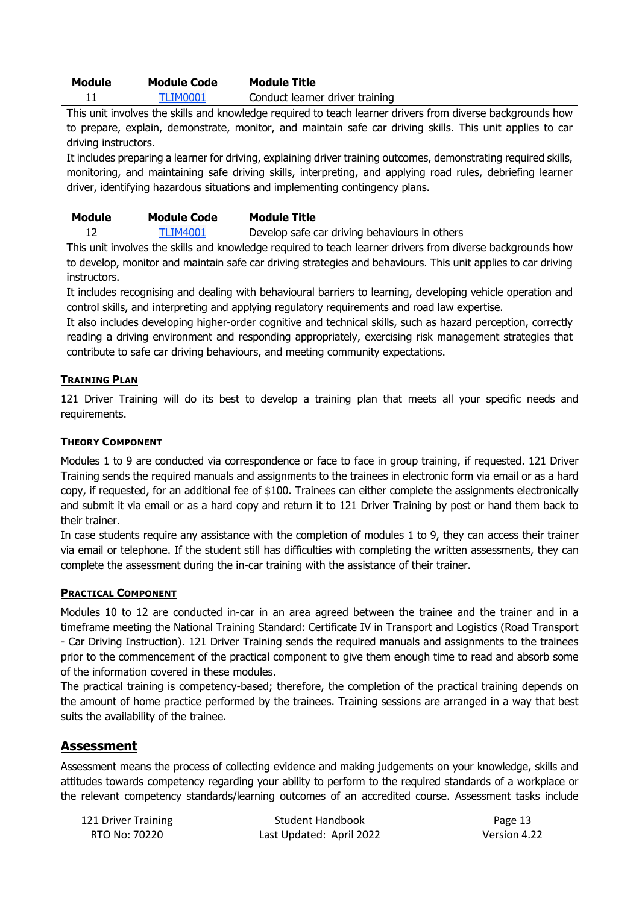| Module | Module Code | Module Title |
|---|---|---|
| 11 | [TLIM0001] | Conduct learner driver training |

This unit involves the skills and knowledge required to teach learner drivers from diverse backgrounds how to prepare, explain, demonstrate, monitor, and maintain safe car driving skills. This unit applies to car driving instructors.

It includes preparing a learner for driving, explaining driver training outcomes, demonstrating required skills, monitoring, and maintaining safe driving skills, interpreting, and applying road rules, debriefing learner driver, identifying hazardous situations and implementing contingency plans.

| Module | Module Code | Module Title |
|---|---|---|
| 12 | [TLIM4001] | Develop safe car driving behaviours in others |

This unit involves the skills and knowledge required to teach learner drivers from diverse backgrounds how to develop, monitor and maintain safe car driving strategies and behaviours. This unit applies to car driving instructors.

It includes recognising and dealing with behavioural barriers to learning, developing vehicle operation and control skills, and interpreting and applying regulatory requirements and road law expertise.

It also includes developing higher-order cognitive and technical skills, such as hazard perception, correctly reading a driving environment and responding appropriately, exercising risk management strategies that contribute to safe car driving behaviours, and meeting community expectations.

### TRAINING PLAN

121 Driver Training will do its best to develop a training plan that meets all your specific needs and requirements.

### THEORY COMPONENT

Modules 1 to 9 are conducted via correspondence or face to face in group training, if requested. 121 Driver Training sends the required manuals and assignments to the trainees in electronic form via email or as a hard copy, if requested, for an additional fee of $100. Trainees can either complete the assignments electronically and submit it via email or as a hard copy and return it to 121 Driver Training by post or hand them back to their trainer.

In case students require any assistance with the completion of modules 1 to 9, they can access their trainer via email or telephone. If the student still has difficulties with completing the written assessments, they can complete the assessment during the in-car training with the assistance of their trainer.

### PRACTICAL COMPONENT

Modules 10 to 12 are conducted in-car in an area agreed between the trainee and the trainer and in a timeframe meeting the National Training Standard: Certificate IV in Transport and Logistics (Road Transport - Car Driving Instruction). 121 Driver Training sends the required manuals and assignments to the trainees prior to the commencement of the practical component to give them enough time to read and absorb some of the information covered in these modules.

The practical training is competency-based; therefore, the completion of the practical training depends on the amount of home practice performed by the trainees. Training sessions are arranged in a way that best suits the availability of the trainee.

## Assessment

Assessment means the process of collecting evidence and making judgements on your knowledge, skills and attitudes towards competency regarding your ability to perform to the required standards of a workplace or the relevant competency standards/learning outcomes of an accredited course. Assessment tasks include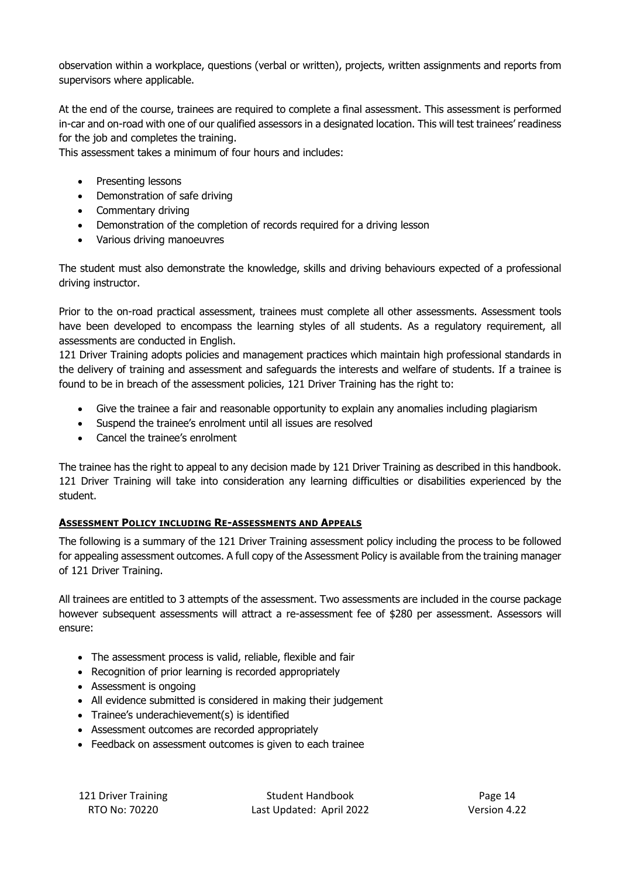observation within a workplace, questions (verbal or written), projects, written assignments and reports from supervisors where applicable.

At the end of the course, trainees are required to complete a final assessment. This assessment is performed in-car and on-road with one of our qualified assessors in a designated location. This will test trainees' readiness for the job and completes the training.
This assessment takes a minimum of four hours and includes:

- Presenting lessons
- Demonstration of safe driving
- Commentary driving
- Demonstration of the completion of records required for a driving lesson
- Various driving manoeuvres

The student must also demonstrate the knowledge, skills and driving behaviours expected of a professional driving instructor.

Prior to the on-road practical assessment, trainees must complete all other assessments. Assessment tools have been developed to encompass the learning styles of all students. As a regulatory requirement, all assessments are conducted in English.
121 Driver Training adopts policies and management practices which maintain high professional standards in the delivery of training and assessment and safeguards the interests and welfare of students. If a trainee is found to be in breach of the assessment policies, 121 Driver Training has the right to:

- Give the trainee a fair and reasonable opportunity to explain any anomalies including plagiarism
- Suspend the trainee's enrolment until all issues are resolved
- Cancel the trainee's enrolment

The trainee has the right to appeal to any decision made by 121 Driver Training as described in this handbook. 121 Driver Training will take into consideration any learning difficulties or disabilities experienced by the student.

## Assessment Policy including Re-assessments and Appeals

The following is a summary of the 121 Driver Training assessment policy including the process to be followed for appealing assessment outcomes. A full copy of the Assessment Policy is available from the training manager of 121 Driver Training.

All trainees are entitled to 3 attempts of the assessment. Two assessments are included in the course package however subsequent assessments will attract a re-assessment fee of $280 per assessment. Assessors will ensure:

- The assessment process is valid, reliable, flexible and fair
- Recognition of prior learning is recorded appropriately
- Assessment is ongoing
- All evidence submitted is considered in making their judgement
- Trainee's underachievement(s) is identified
- Assessment outcomes are recorded appropriately
- Feedback on assessment outcomes is given to each trainee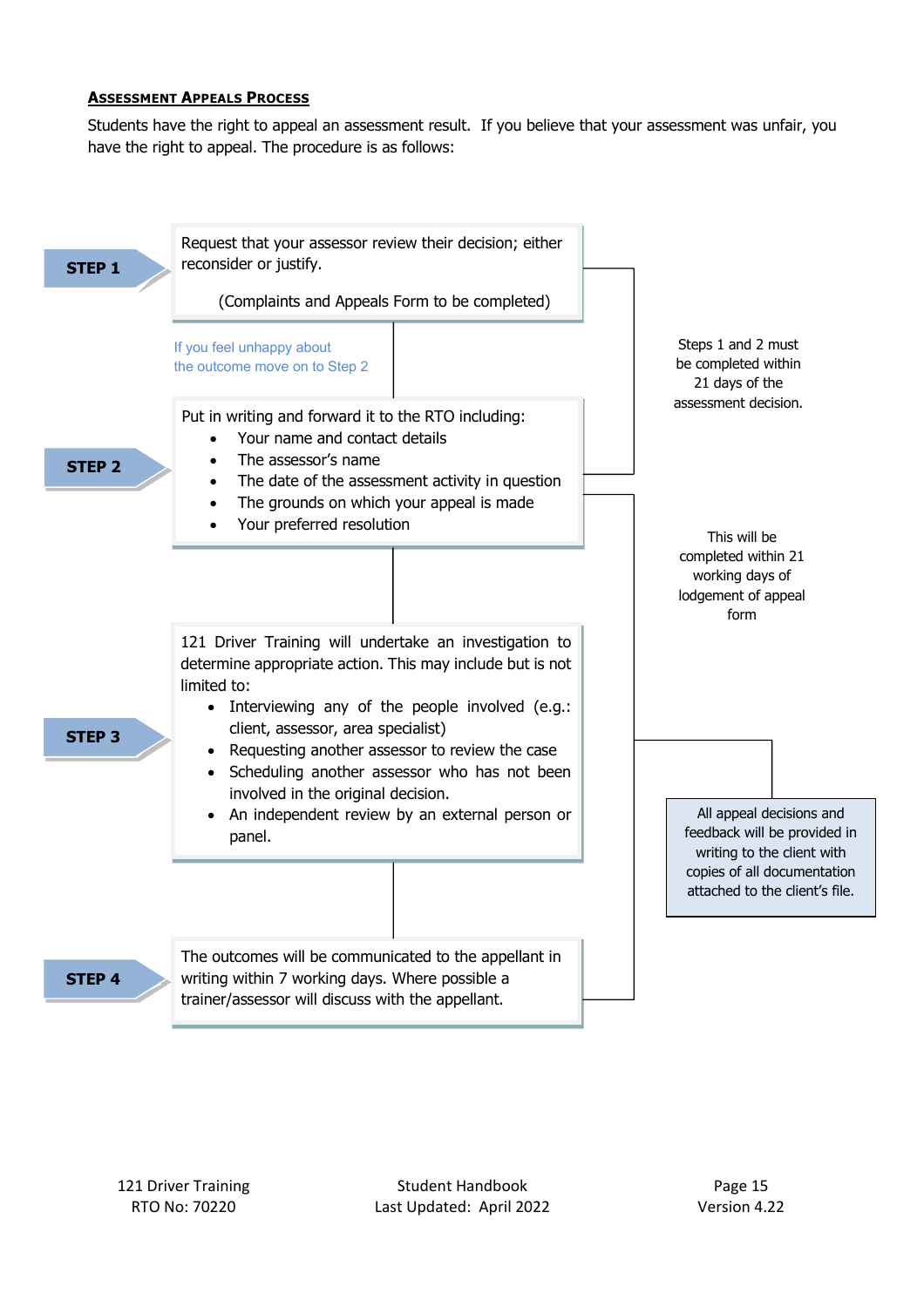## Assessment Appeals Process

Students have the right to appeal an assessment result. If you believe that your assessment was unfair, you have the right to appeal. The procedure is as follows:

**STEP 1**

Request that your assessor review their decision; either reconsider or justify.

(Complaints and Appeals Form to be completed)

If you feel unhappy about the outcome move on to Step 2

**STEP 2**

Put in writing and forward it to the RTO including:

- Your name and contact details
- The assessor's name
- The date of the assessment activity in question
- The grounds on which your appeal is made
- Your preferred resolution

Steps 1 and 2 must be completed within 21 days of the assessment decision.

**STEP 3**

121 Driver Training will undertake an investigation to determine appropriate action. This may include but is not limited to:

- Interviewing any of the people involved (e.g.: client, assessor, area specialist)
- Requesting another assessor to review the case
- Scheduling another assessor who has not been involved in the original decision.
- An independent review by an external person or panel.

**STEP 4**

The outcomes will be communicated to the appellant in writing within 7 working days. Where possible a trainer/assessor will discuss with the appellant.

This will be completed within 21 working days of lodgement of appeal form

All appeal decisions and feedback will be provided in writing to the client with copies of all documentation attached to the client's file.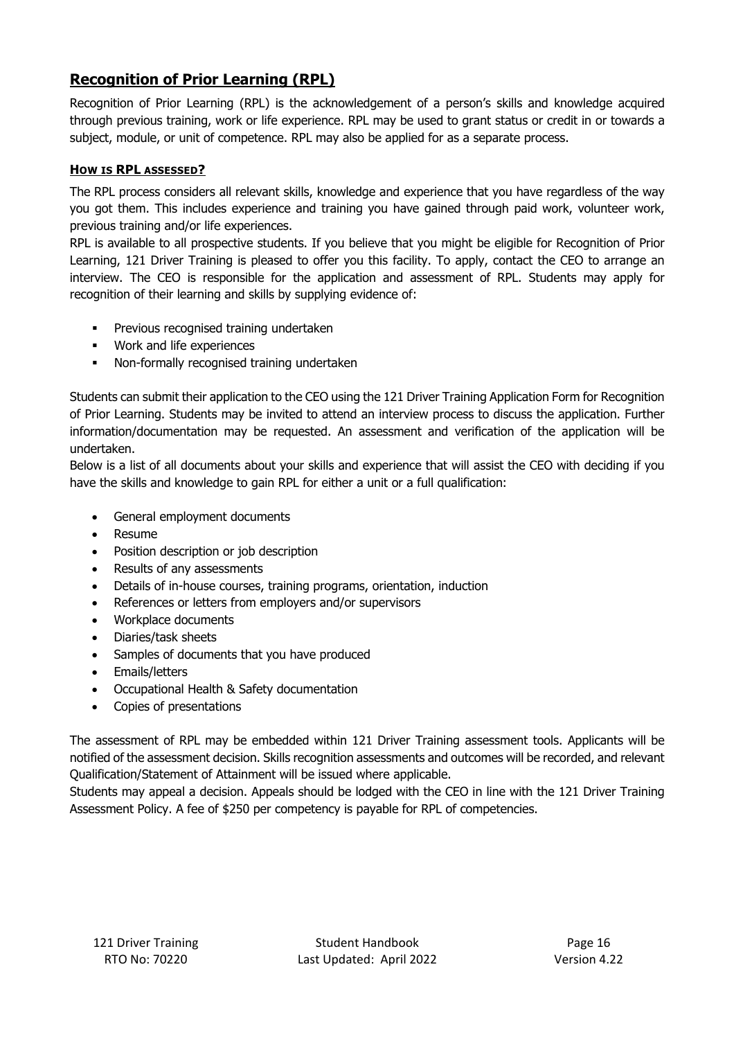## Recognition of Prior Learning (RPL)

Recognition of Prior Learning (RPL) is the acknowledgement of a person's skills and knowledge acquired through previous training, work or life experience. RPL may be used to grant status or credit in or towards a subject, module, or unit of competence. RPL may also be applied for as a separate process.

### HOW IS RPL ASSESSED?

The RPL process considers all relevant skills, knowledge and experience that you have regardless of the way you got them. This includes experience and training you have gained through paid work, volunteer work, previous training and/or life experiences.

RPL is available to all prospective students. If you believe that you might be eligible for Recognition of Prior Learning, 121 Driver Training is pleased to offer you this facility. To apply, contact the CEO to arrange an interview. The CEO is responsible for the application and assessment of RPL. Students may apply for recognition of their learning and skills by supplying evidence of:

- Previous recognised training undertaken
- Work and life experiences
- Non-formally recognised training undertaken

Students can submit their application to the CEO using the 121 Driver Training Application Form for Recognition of Prior Learning. Students may be invited to attend an interview process to discuss the application. Further information/documentation may be requested. An assessment and verification of the application will be undertaken.

Below is a list of all documents about your skills and experience that will assist the CEO with deciding if you have the skills and knowledge to gain RPL for either a unit or a full qualification:

- General employment documents
- Resume
- Position description or job description
- Results of any assessments
- Details of in-house courses, training programs, orientation, induction
- References or letters from employers and/or supervisors
- Workplace documents
- Diaries/task sheets
- Samples of documents that you have produced
- Emails/letters
- Occupational Health & Safety documentation
- Copies of presentations

The assessment of RPL may be embedded within 121 Driver Training assessment tools. Applicants will be notified of the assessment decision. Skills recognition assessments and outcomes will be recorded, and relevant Qualification/Statement of Attainment will be issued where applicable.

Students may appeal a decision. Appeals should be lodged with the CEO in line with the 121 Driver Training Assessment Policy. A fee of $250 per competency is payable for RPL of competencies.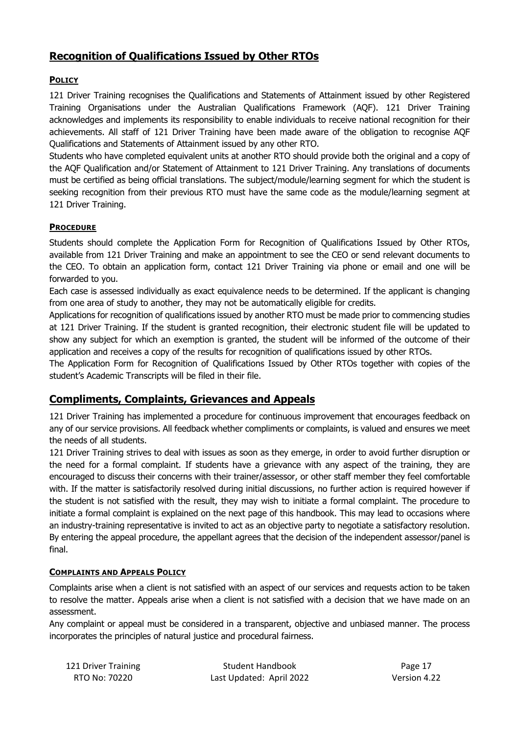## Recognition of Qualifications Issued by Other RTOs

### Policy

121 Driver Training recognises the Qualifications and Statements of Attainment issued by other Registered Training Organisations under the Australian Qualifications Framework (AQF). 121 Driver Training acknowledges and implements its responsibility to enable individuals to receive national recognition for their achievements. All staff of 121 Driver Training have been made aware of the obligation to recognise AQF Qualifications and Statements of Attainment issued by any other RTO.

Students who have completed equivalent units at another RTO should provide both the original and a copy of the AQF Qualification and/or Statement of Attainment to 121 Driver Training. Any translations of documents must be certified as being official translations. The subject/module/learning segment for which the student is seeking recognition from their previous RTO must have the same code as the module/learning segment at 121 Driver Training.

### Procedure

Students should complete the Application Form for Recognition of Qualifications Issued by Other RTOs, available from 121 Driver Training and make an appointment to see the CEO or send relevant documents to the CEO. To obtain an application form, contact 121 Driver Training via phone or email and one will be forwarded to you.

Each case is assessed individually as exact equivalence needs to be determined. If the applicant is changing from one area of study to another, they may not be automatically eligible for credits.

Applications for recognition of qualifications issued by another RTO must be made prior to commencing studies at 121 Driver Training. If the student is granted recognition, their electronic student file will be updated to show any subject for which an exemption is granted, the student will be informed of the outcome of their application and receives a copy of the results for recognition of qualifications issued by other RTOs.

The Application Form for Recognition of Qualifications Issued by Other RTOs together with copies of the student's Academic Transcripts will be filed in their file.

## Compliments, Complaints, Grievances and Appeals

121 Driver Training has implemented a procedure for continuous improvement that encourages feedback on any of our service provisions. All feedback whether compliments or complaints, is valued and ensures we meet the needs of all students.

121 Driver Training strives to deal with issues as soon as they emerge, in order to avoid further disruption or the need for a formal complaint. If students have a grievance with any aspect of the training, they are encouraged to discuss their concerns with their trainer/assessor, or other staff member they feel comfortable with. If the matter is satisfactorily resolved during initial discussions, no further action is required however if the student is not satisfied with the result, they may wish to initiate a formal complaint. The procedure to initiate a formal complaint is explained on the next page of this handbook. This may lead to occasions where an industry-training representative is invited to act as an objective party to negotiate a satisfactory resolution. By entering the appeal procedure, the appellant agrees that the decision of the independent assessor/panel is final.

### Complaints and Appeals Policy

Complaints arise when a client is not satisfied with an aspect of our services and requests action to be taken to resolve the matter. Appeals arise when a client is not satisfied with a decision that we have made on an assessment.

Any complaint or appeal must be considered in a transparent, objective and unbiased manner. The process incorporates the principles of natural justice and procedural fairness.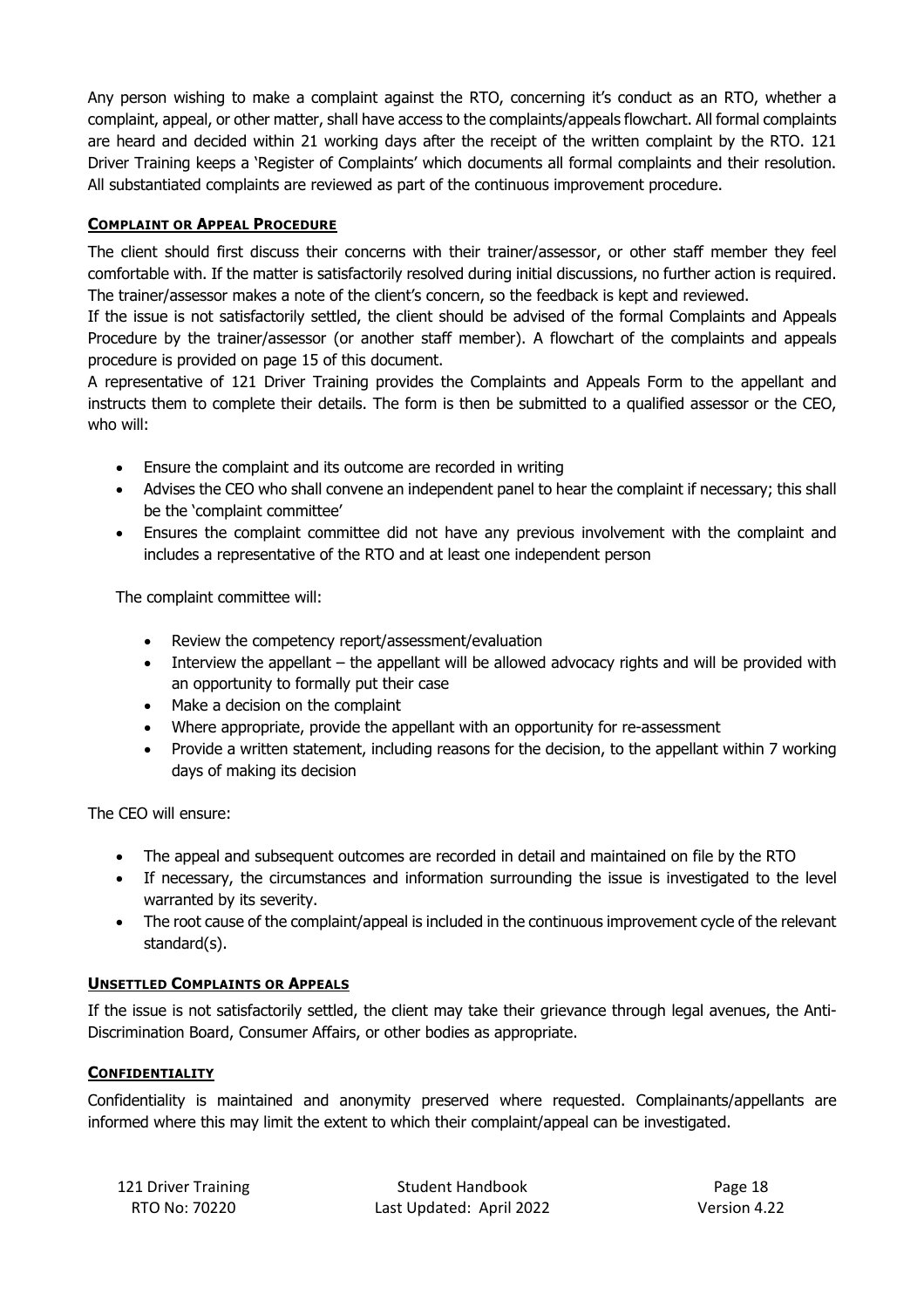Any person wishing to make a complaint against the RTO, concerning it's conduct as an RTO, whether a complaint, appeal, or other matter, shall have access to the complaints/appeals flowchart. All formal complaints are heard and decided within 21 working days after the receipt of the written complaint by the RTO. 121 Driver Training keeps a 'Register of Complaints' which documents all formal complaints and their resolution. All substantiated complaints are reviewed as part of the continuous improvement procedure.

## **COMPLAINT OR APPEAL PROCEDURE**

The client should first discuss their concerns with their trainer/assessor, or other staff member they feel comfortable with. If the matter is satisfactorily resolved during initial discussions, no further action is required. The trainer/assessor makes a note of the client's concern, so the feedback is kept and reviewed.

If the issue is not satisfactorily settled, the client should be advised of the formal Complaints and Appeals Procedure by the trainer/assessor (or another staff member). A flowchart of the complaints and appeals procedure is provided on page 15 of this document.

A representative of 121 Driver Training provides the Complaints and Appeals Form to the appellant and instructs them to complete their details. The form is then be submitted to a qualified assessor or the CEO, who will:

- Ensure the complaint and its outcome are recorded in writing
- Advises the CEO who shall convene an independent panel to hear the complaint if necessary; this shall be the 'complaint committee'
- Ensures the complaint committee did not have any previous involvement with the complaint and includes a representative of the RTO and at least one independent person

The complaint committee will:

- Review the competency report/assessment/evaluation
- Interview the appellant – the appellant will be allowed advocacy rights and will be provided with an opportunity to formally put their case
- Make a decision on the complaint
- Where appropriate, provide the appellant with an opportunity for re-assessment
- Provide a written statement, including reasons for the decision, to the appellant within 7 working days of making its decision

The CEO will ensure:

- The appeal and subsequent outcomes are recorded in detail and maintained on file by the RTO
- If necessary, the circumstances and information surrounding the issue is investigated to the level warranted by its severity.
- The root cause of the complaint/appeal is included in the continuous improvement cycle of the relevant standard(s).

## **UNSETTLED COMPLAINTS OR APPEALS**

If the issue is not satisfactorily settled, the client may take their grievance through legal avenues, the Anti-Discrimination Board, Consumer Affairs, or other bodies as appropriate.

## **CONFIDENTIALITY**

Confidentiality is maintained and anonymity preserved where requested. Complainants/appellants are informed where this may limit the extent to which their complaint/appeal can be investigated.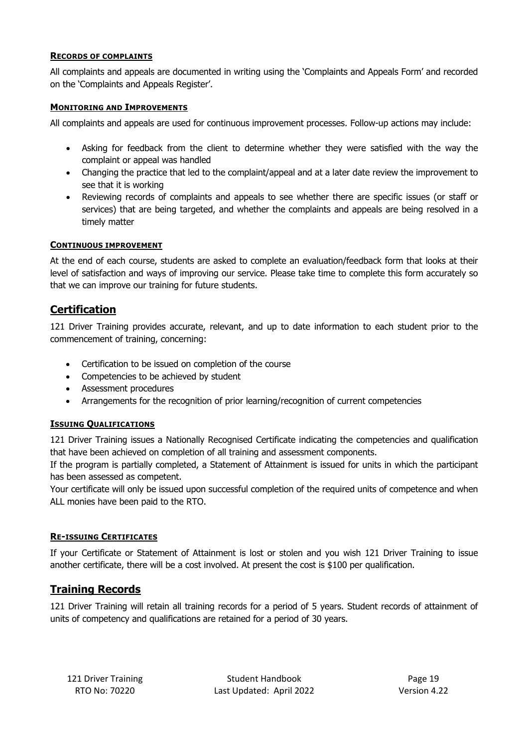#### Records of complaints

All complaints and appeals are documented in writing using the 'Complaints and Appeals Form' and recorded on the 'Complaints and Appeals Register'.

#### Monitoring and Improvements

All complaints and appeals are used for continuous improvement processes. Follow-up actions may include:

- Asking for feedback from the client to determine whether they were satisfied with the way the complaint or appeal was handled
- Changing the practice that led to the complaint/appeal and at a later date review the improvement to see that it is working
- Reviewing records of complaints and appeals to see whether there are specific issues (or staff or services) that are being targeted, and whether the complaints and appeals are being resolved in a timely matter

#### Continuous improvement

At the end of each course, students are asked to complete an evaluation/feedback form that looks at their level of satisfaction and ways of improving our service. Please take time to complete this form accurately so that we can improve our training for future students.

## Certification

121 Driver Training provides accurate, relevant, and up to date information to each student prior to the commencement of training, concerning:

- Certification to be issued on completion of the course
- Competencies to be achieved by student
- Assessment procedures
- Arrangements for the recognition of prior learning/recognition of current competencies

#### Issuing Qualifications

121 Driver Training issues a Nationally Recognised Certificate indicating the competencies and qualification that have been achieved on completion of all training and assessment components.

If the program is partially completed, a Statement of Attainment is issued for units in which the participant has been assessed as competent.

Your certificate will only be issued upon successful completion of the required units of competence and when ALL monies have been paid to the RTO.

#### Re-issuing Certificates

If your Certificate or Statement of Attainment is lost or stolen and you wish 121 Driver Training to issue another certificate, there will be a cost involved. At present the cost is $100 per qualification.

## Training Records

121 Driver Training will retain all training records for a period of 5 years. Student records of attainment of units of competency and qualifications are retained for a period of 30 years.